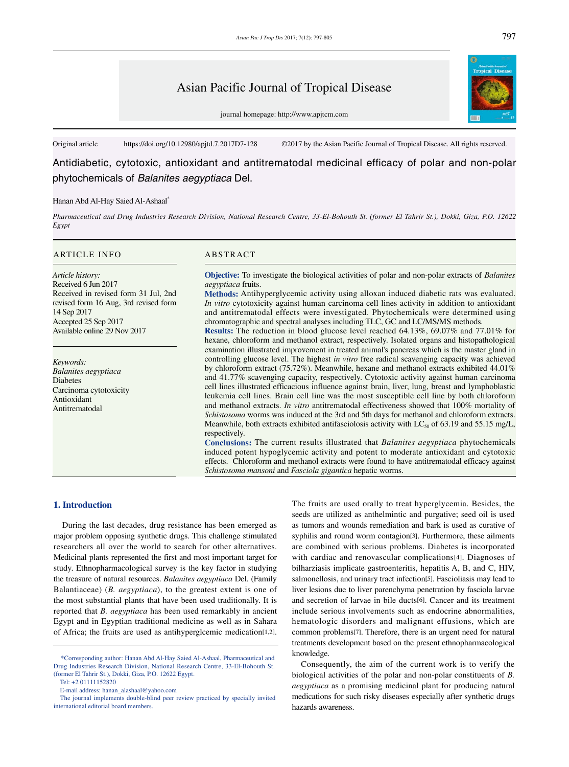Original article https://doi.org/10.12980/apjtd.7.2017D7-128 ©2017 by the Asian Pacific Journal of Tropical Disease. All rights reserved.

# Antidiabetic, cytotoxic, antioxidant and antitrematodal medicinal efficacy of polar and non-polar phytochemicals of *Balanites aegyptiaca* Del.

Hanan Abd Al-Hay Saied Al-Ashaal*

*Pharmaceutical and Drug Industries Research Division, National Research Centre, 33-El-Bohouth St. (former El Tahrir St.), Dokki, Giza, P.O. 12622 Egypt*

## ARTICLE INFO

*Article history:*
Received 6 Jun 2017
Received in revised form 31 Jul, 2nd revised form 16 Aug, 3rd revised form 14 Sep 2017
Accepted 25 Sep 2017
Available online 29 Nov 2017

*Keywords:*
*Balanites aegyptiaca*
Diabetes
Carcinoma cytotoxicity
Antioxidant
Antitrematodal

## ABSTRACT

**Objective:** To investigate the biological activities of polar and non-polar extracts of *Balanites aegyptiaca* fruits.

**Methods:** Antihyperglycemic activity using alloxan induced diabetic rats was evaluated. *In vitro* cytotoxicity against human carcinoma cell lines activity in addition to antioxidant and antitrematodal effects were investigated. Phytochemicals were determined using chromatographic and spectral analyses including TLC, GC and LC/MS/MS methods.

**Results:** The reduction in blood glucose level reached 64.13%, 69.07% and 77.01% for hexane, chloroform and methanol extract, respectively. Isolated organs and histopathological examination illustrated improvement in treated animal's pancreas which is the master gland in controlling glucose level. The highest *in vitro* free radical scavenging capacity was achieved by chloroform extract (75.72%). Meanwhile, hexane and methanol extracts exhibited 44.01% and 41.77% scavenging capacity, respectively. Cytotoxic activity against human carcinoma cell lines illustrated efficacious influence against brain, liver, lung, breast and lymphoblastic leukemia cell lines. Brain cell line was the most susceptible cell line by both chloroform and methanol extracts. *In vitro* antitrematodal effectiveness showed that 100% mortality of *Schistosoma* worms was induced at the 3rd and 5th days for methanol and chloroform extracts. Meanwhile, both extracts exhibited antifasciolosis activity with $LC_{50}$ of 63.19 and 55.15 mg/L, respectively.

**Conclusions:** The current results illustrated that *Balanites aegyptiaca* phytochemicals induced potent hypoglycemic activity and potent to moderate antioxidant and cytotoxic effects. Chloroform and methanol extracts were found to have antitrematodal efficacy against *Schistosoma mansoni* and *Fasciola gigantica* hepatic worms.

## 1. Introduction

During the last decades, drug resistance has been emerged as major problem opposing synthetic drugs. This challenge stimulated researchers all over the world to search for other alternatives. Medicinal plants represented the first and most important target for study. Ethnopharmacological survey is the key factor in studying the treasure of natural resources. *Balanites aegyptiaca* Del. (Family Balantiaceae) (*B. aegyptiaca*), to the greatest extent is one of the most substantial plants that have been used traditionally. It is reported that *B. aegyptiaca* has been used remarkably in ancient Egypt and in Egyptian traditional medicine as well as in Sahara of Africa; the fruits are used as antihyperglcemic medication[1,2]. The fruits are used orally to treat hyperglycemia. Besides, the seeds are utilized as anthelmintic and purgative; seed oil is used as tumors and wounds remediation and bark is used as curative of syphilis and round worm contagion[3]. Furthermore, these ailments are combined with serious problems. Diabetes is incorporated with cardiac and renovascular complications[4]. Diagnoses of bilharziasis implicate gastroenteritis, hepatitis A, B, and C, HIV, salmonellosis, and urinary tract infection[5]. Fascioliasis may lead to liver lesions due to liver parenchyma penetration by fasciola larvae and secretion of larvae in bile ducts[6]. Cancer and its treatment include serious involvements such as endocrine abnormalities, hematologic disorders and malignant effusions, which are common problems[7]. Therefore, there is an urgent need for natural treatments development based on the present ethnopharmacological knowledge.

Consequently, the aim of the current work is to verify the biological activities of the polar and non-polar constituents of *B. aegyptiaca* as a promising medicinal plant for producing natural medications for such risky diseases especially after synthetic drugs hazards awareness.

*Corresponding author: Hanan Abd Al-Hay Saied Al-Ashaal, Pharmaceutical and Drug Industries Research Division, National Research Centre, 33-El-Bohouth St. (former El Tahrir St.), Dokki, Giza, P.O. 12622 Egypt.

Tel: +2 01111152820

E-mail address: hanan_alashaal@yahoo.com

The journal implements double-blind peer review practiced by specially invited international editorial board members.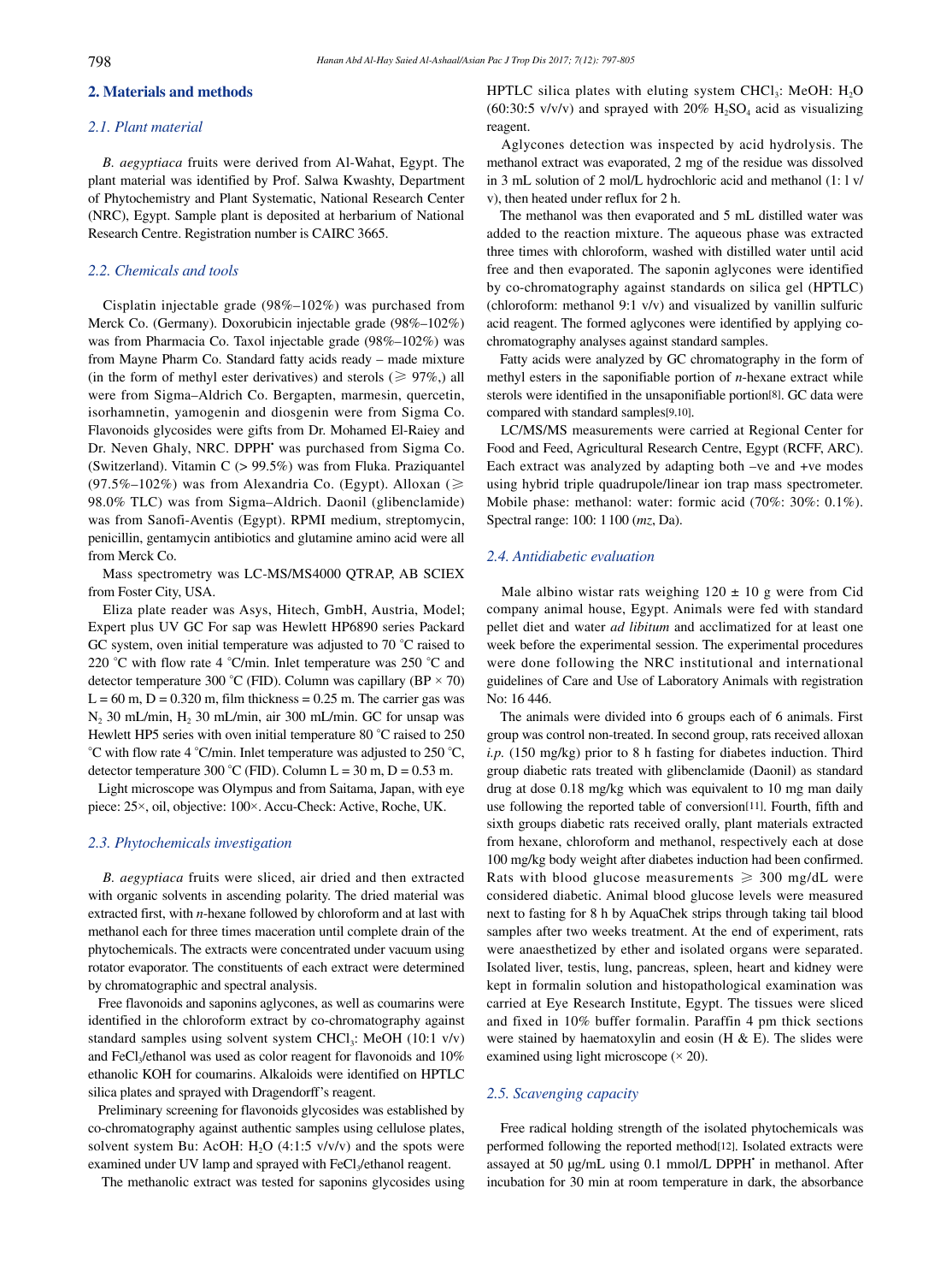## 2. Materials and methods

### 2.1. Plant material

*B. aegyptiaca* fruits were derived from Al-Wahat, Egypt. The plant material was identified by Prof. Salwa Kwashty, Department of Phytochemistry and Plant Systematic, National Research Center (NRC), Egypt. Sample plant is deposited at herbarium of National Research Centre. Registration number is CAIRC 3665.

### 2.2. Chemicals and tools

Cisplatin injectable grade (98%–102%) was purchased from Merck Co. (Germany). Doxorubicin injectable grade (98%–102%) was from Pharmacia Co. Taxol injectable grade (98%–102%) was from Mayne Pharm Co. Standard fatty acids ready – made mixture (in the form of methyl ester derivatives) and sterols ($\geqslant$ 97%,) all were from Sigma–Aldrich Co. Bergapten, marmesin, quercetin, isorhamnetin, yamogenin and diosgenin were from Sigma Co. Flavonoids glycosides were gifts from Dr. Mohamed El-Raiey and Dr. Neven Ghaly, NRC. DPPH$^•$ was purchased from Sigma Co. (Switzerland). Vitamin C (> 99.5%) was from Fluka. Praziquantel (97.5%–102%) was from Alexandria Co. (Egypt). Alloxan ($\geqslant$ 98.0% TLC) was from Sigma–Aldrich. Daonil (glibenclamide) was from Sanofi-Aventis (Egypt). RPMI medium, streptomycin, penicillin, gentamycin antibiotics and glutamine amino acid were all from Merck Co.

Mass spectrometry was LC-MS/MS4000 QTRAP, AB SCIEX from Foster City, USA.

Eliza plate reader was Asys, Hitech, GmbH, Austria, Model; Expert plus UV GC For sap was Hewlett HP6890 series Packard GC system, oven initial temperature was adjusted to 70 °C raised to 220 °C with flow rate 4 °C/min. Inlet temperature was 250 °C and detector temperature 300 °C (FID). Column was capillary (BP × 70) L = 60 m, D = 0.320 m, film thickness = 0.25 m. The carrier gas was $N_2$ 30 mL/min, $H_2$ 30 mL/min, air 300 mL/min. GC for unsap was Hewlett HP5 series with oven initial temperature 80 °C raised to 250 °C with flow rate 4 °C/min. Inlet temperature was adjusted to 250 °C, detector temperature 300 °C (FID). Column L = 30 m, D = 0.53 m.

Light microscope was Olympus and from Saitama, Japan, with eye piece: 25×, oil, objective: 100×. Accu-Check: Active, Roche, UK.

### 2.3. Phytochemicals investigation

*B. aegyptiaca* fruits were sliced, air dried and then extracted with organic solvents in ascending polarity. The dried material was extracted first, with *n*-hexane followed by chloroform and at last with methanol each for three times maceration until complete drain of the phytochemicals. The extracts were concentrated under vacuum using rotator evaporator. The constituents of each extract were determined by chromatographic and spectral analysis.

Free flavonoids and saponins aglycones, as well as coumarins were identified in the chloroform extract by co-chromatography against standard samples using solvent system $CHCl_3$: MeOH (10:1 v/v) and $FeCl_3$/ethanol was used as color reagent for flavonoids and 10% ethanolic KOH for coumarins. Alkaloids were identified on HPTLC silica plates and sprayed with Dragendorff's reagent.

Preliminary screening for flavonoids glycosides was established by co-chromatography against authentic samples using cellulose plates, solvent system Bu: AcOH: $H_2O$ (4:1:5 v/v/v) and the spots were examined under UV lamp and sprayed with $FeCl_3$/ethanol reagent.

The methanolic extract was tested for saponins glycosides using HPTLC silica plates with eluting system $CHCl_3$: MeOH: $H_2O$ (60:30:5 v/v/v) and sprayed with 20% $H_2SO_4$ acid as visualizing reagent.

Aglycones detection was inspected by acid hydrolysis. The methanol extract was evaporated, 2 mg of the residue was dissolved in 3 mL solution of 2 mol/L hydrochloric acid and methanol (1: 1 v/v), then heated under reflux for 2 h.

The methanol was then evaporated and 5 mL distilled water was added to the reaction mixture. The aqueous phase was extracted three times with chloroform, washed with distilled water until acid free and then evaporated. The saponin aglycones were identified by co-chromatography against standards on silica gel (HPTLC) (chloroform: methanol 9:1 v/v) and visualized by vanillin sulfuric acid reagent. The formed aglycones were identified by applying co-chromatography analyses against standard samples.

Fatty acids were analyzed by GC chromatography in the form of methyl esters in the saponifiable portion of *n*-hexane extract while sterols were identified in the unsaponifiable portion[8]. GC data were compared with standard samples[9,10].

LC/MS/MS measurements were carried at Regional Center for Food and Feed, Agricultural Research Centre, Egypt (RCFF, ARC). Each extract was analyzed by adapting both –ve and +ve modes using hybrid triple quadrupole/linear ion trap mass spectrometer. Mobile phase: methanol: water: formic acid (70%: 30%: 0.1%). Spectral range: 100: 1 100 (*mz*, Da).

### 2.4. Antidiabetic evaluation

Male albino wistar rats weighing 120 ± 10 g were from Cid company animal house, Egypt. Animals were fed with standard pellet diet and water *ad libitum* and acclimatized for at least one week before the experimental session. The experimental procedures were done following the NRC institutional and international guidelines of Care and Use of Laboratory Animals with registration No: 16 446.

The animals were divided into 6 groups each of 6 animals. First group was control non-treated. In second group, rats received alloxan *i.p.* (150 mg/kg) prior to 8 h fasting for diabetes induction. Third group diabetic rats treated with glibenclamide (Daonil) as standard drug at dose 0.18 mg/kg which was equivalent to 10 mg man daily use following the reported table of conversion[11]. Fourth, fifth and sixth groups diabetic rats received orally, plant materials extracted from hexane, chloroform and methanol, respectively each at dose 100 mg/kg body weight after diabetes induction had been confirmed. Rats with blood glucose measurements $\geqslant$ 300 mg/dL were considered diabetic. Animal blood glucose levels were measured next to fasting for 8 h by AquaChek strips through taking tail blood samples after two weeks treatment. At the end of experiment, rats were anaesthetized by ether and isolated organs were separated. Isolated liver, testis, lung, pancreas, spleen, heart and kidney were kept in formalin solution and histopathological examination was carried at Eye Research Institute, Egypt. The tissues were sliced and fixed in 10% buffer formalin. Paraffin 4 pm thick sections were stained by haematoxylin and eosin (H & E). The slides were examined using light microscope (× 20).

### 2.5. Scavenging capacity

Free radical holding strength of the isolated phytochemicals was performed following the reported method[12]. Isolated extracts were assayed at 50 µg/mL using 0.1 mmol/L DPPH$^•$ in methanol. After incubation for 30 min at room temperature in dark, the absorbance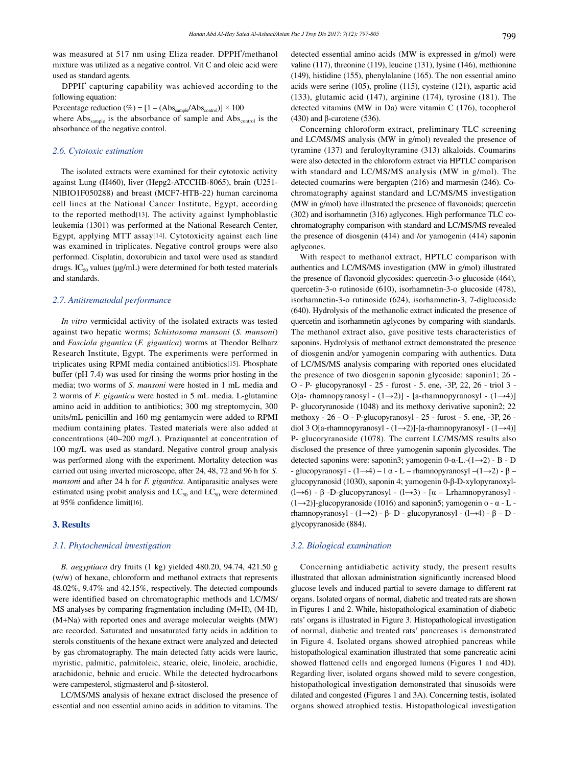was measured at 517 nm using Eliza reader. DPPH$^{•}$/methanol mixture was utilized as a negative control. Vit C and oleic acid were used as standard agents.

DPPH$^{•}$ capturing capability was achieved according to the following equation:

Percentage reduction (%) = $[1 - (Abs_{sample}/Abs_{control})] \times 100$

where $Abs_{sample}$ is the absorbance of sample and $Abs_{control}$ is the absorbance of the negative control.

### 2.6. Cytotoxic estimation

The isolated extracts were examined for their cytotoxic activity against Lung (H460), liver (Hepg2-ATCCHB-8065), brain (U251-NIBIO1F050288) and breast (MCF7-HTB-22) human carcinoma cell lines at the National Cancer Institute, Egypt, according to the reported method[13]. The activity against lymphoblastic leukemia (1301) was performed at the National Research Center, Egypt, applying MTT assay[14]. Cytotoxicity against each line was examined in triplicates. Negative control groups were also performed. Cisplatin, doxorubicin and taxol were used as standard drugs. $IC_{50}$ values (μg/mL) were determined for both tested materials and standards.

### 2.7. Antitrematodal performance

*In vitro* vermicidal activity of the isolated extracts was tested against two hepatic worms; *Schistosoma mansoni* (*S. mansoni*) and *Fasciola gigantica* (*F. gigantica*) worms at Theodor Belharz Research Institute, Egypt. The experiments were performed in triplicates using RPMI media contained antibiotics[15]. Phosphate buffer (pH 7.4) was used for rinsing the worms prior hosting in the media; two worms of *S. mansoni* were hosted in 1 mL media and 2 worms of *F. gigantica* were hosted in 5 mL media. L-glutamine amino acid in addition to antibiotics; 300 mg streptomycin, 300 units/mL penicillin and 160 mg gentamycin were added to RPMI medium containing plates. Tested materials were also added at concentrations (40–200 mg/L). Praziquantel at concentration of 100 mg/L was used as standard. Negative control group analysis was performed along with the experiment. Mortality detection was carried out using inverted microscope, after 24, 48, 72 and 96 h for *S. mansoni* and after 24 h for *F. gigantica*. Antiparasitic analyses were estimated using probit analysis and $LC_{50}$ and $LC_{90}$ were determined at 95% confidence limit[16].

## 3. Results

### 3.1. Phytochemical investigation

*B. aegyptiaca* dry fruits (1 kg) yielded 480.20, 94.74, 421.50 g (w/w) of hexane, chloroform and methanol extracts that represents 48.02%, 9.47% and 42.15%, respectively. The detected compounds were identified based on chromatographic methods and LC/MS/MS analyses by comparing fragmentation including (M+H), (M-H), (M+Na) with reported ones and average molecular weights (MW) are recorded. Saturated and unsaturated fatty acids in addition to sterols constituents of the hexane extract were analyzed and detected by gas chromatography. The main detected fatty acids were lauric, myristic, palmitic, palmitoleic, stearic, oleic, linoleic, arachidic, arachidonic, behnic and erucic. While the detected hydrocarbons were campesterol, stigmasterol and β-sitosterol.

LC/MS/MS analysis of hexane extract disclosed the presence of essential and non essential amino acids in addition to vitamins. The detected essential amino acids (MW is expressed in g/mol) were valine (117), threonine (119), leucine (131), lysine (146), methionine (149), histidine (155), phenylalanine (165). The non essential amino acids were serine (105), proline (115), cysteine (121), aspartic acid (133), glutamic acid (147), arginine (174), tyrosine (181). The detected vitamins (MW in Da) were vitamin C (176), tocopherol (430) and β-carotene (536).

Concerning chloroform extract, preliminary TLC screening and LC/MS/MS analysis (MW in g/mol) revealed the presence of tyramine (137) and feruloyltyramine (313) alkaloids. Coumarins were also detected in the chloroform extract via HPTLC comparison with standard and LC/MS/MS analysis (MW in g/mol). The detected coumarins were bergapten (216) and marmesin (246). Co-chromatography against standard and LC/MS/MS investigation (MW in g/mol) have illustrated the presence of flavonoids; quercetin (302) and isorhamnetin (316) aglycones. High performance TLC co-chromatography comparison with standard and LC/MS/MS revealed the presence of diosgenin (414) and /or yamogenin (414) saponin aglycones.

With respect to methanol extract, HPTLC comparison with authentics and LC/MS/MS investigation (MW in g/mol) illustrated the presence of flavonoid glycosides: quercetin-3-o glucoside (464), quercetin-3-o rutinoside (610), isorhamnetin-3-o glucoside (478), isorhamnetin-3-o rutinoside (624), isorhamnetin-3, 7-diglucoside (640). Hydrolysis of the methanolic extract indicated the presence of quercetin and isorhamnetin aglycones by comparing with standards. The methanol extract also, gave positive tests characteristics of saponins. Hydrolysis of methanol extract demonstrated the presence of diosgenin and/or yamogenin comparing with authentics. Data of LC/MS/MS analysis comparing with reported ones elucidated the presence of two diosgenin saponin glycoside: saponin1; 26 - O - P- glucopyranosyl - 25 - furost - 5. ene, -3P, 22, 26 - triol 3 - O[a- rhamnopyranosyl - (1→2)] - [a-rhamnopyranosyl - (1→4)] P- glucoryranoside (1048) and its methoxy derivative saponin2; 22 methoxy - 26 - O - P-glucopyranosyl - 25 - furost - 5. ene, -3P, 26 - diol 3 O[a-rhamnopyranosyl - (1→2)]-[a-rhamnopyranosyl - (1→4)] P- glucoryranoside (1078). The current LC/MS/MS results also disclosed the presence of three yamogenin saponin glycosides. The detected saponins were: saponin3; yamogenin 0-α-L.-(1→2) - B - D - glucopyranosyl - (1→4) – l α - L – rhamnopyranosyl –(1→2) - β – glucopyranosid (1030), saponin 4; yamogenin 0-β-D-xylopyranoxyl-(l→6) - β -D-glucopyranosyl - (l→3) - [α – Lrhamnopyranosyl - (1→2)]-glucopyranoside (1016) and saponin5; yamogenin o - α - L - rhamnopyranosyl - (1→2) - β- D - glucopyranosyl - (l→4) - β – D - glycopyranoside (884).

### 3.2. Biological examination

Concerning antidiabetic activity study, the present results illustrated that alloxan administration significantly increased blood glucose levels and induced partial to severe damage to different rat organs. Isolated organs of normal, diabetic and treated rats are shown in Figures 1 and 2. While, histopathological examination of diabetic rats' organs is illustrated in Figure 3. Histopathological investigation of normal, diabetic and treated rats' pancreases is demonstrated in Figure 4. Isolated organs showed atrophied pancreas while histopathological examination illustrated that some pancreatic acini showed flattened cells and engorged lumens (Figures 1 and 4D). Regarding liver, isolated organs showed mild to severe congestion, histopathological investigation demonstrated that sinusoids were dilated and congested (Figures 1 and 3A). Concerning testis, isolated organs showed atrophied testis. Histopathological investigation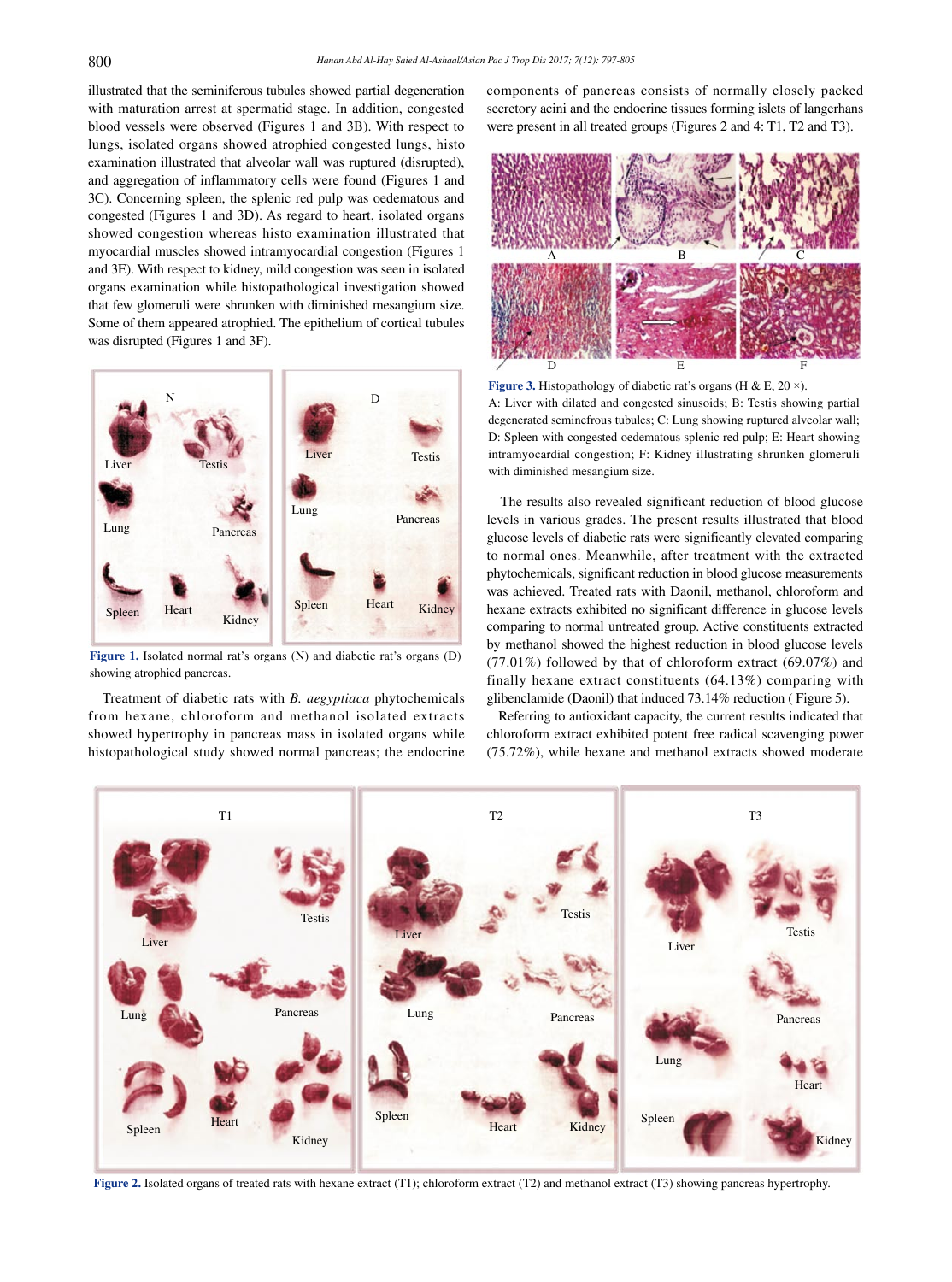illustrated that the seminiferous tubules showed partial degeneration with maturation arrest at spermatid stage. In addition, congested blood vessels were observed (Figures 1 and 3B). With respect to lungs, isolated organs showed atrophied congested lungs, histo examination illustrated that alveolar wall was ruptured (disrupted), and aggregation of inflammatory cells were found (Figures 1 and 3C). Concerning spleen, the splenic red pulp was oedematous and congested (Figures 1 and 3D). As regard to heart, isolated organs showed congestion whereas histo examination illustrated that myocardial muscles showed intramyocardial congestion (Figures 1 and 3E). With respect to kidney, mild congestion was seen in isolated organs examination while histopathological investigation showed that few glomeruli were shrunken with diminished mesangium size. Some of them appeared atrophied. The epithelium of cortical tubules was disrupted (Figures 1 and 3F).

**Figure 1.** Isolated normal rat's organs (N) and diabetic rat's organs (D) showing atrophied pancreas.

Treatment of diabetic rats with *B. aegyptiaca* phytochemicals from hexane, chloroform and methanol isolated extracts showed hypertrophy in pancreas mass in isolated organs while histopathological study showed normal pancreas; the endocrine components of pancreas consists of normally closely packed secretory acini and the endocrine tissues forming islets of langerhans were present in all treated groups (Figures 2 and 4: T1, T2 and T3).

**Figure 3.** Histopathology of diabetic rat's organs (H & E, 20 ×).
A: Liver with dilated and congested sinusoids; B: Testis showing partial degenerated seminefrous tubules; C: Lung showing ruptured alveolar wall; D: Spleen with congested oedematous splenic red pulp; E: Heart showing intramyocardial congestion; F: Kidney illustrating shrunken glomeruli with diminished mesangium size.

The results also revealed significant reduction of blood glucose levels in various grades. The present results illustrated that blood glucose levels of diabetic rats were significantly elevated comparing to normal ones. Meanwhile, after treatment with the extracted phytochemicals, significant reduction in blood glucose measurements was achieved. Treated rats with Daonil, methanol, chloroform and hexane extracts exhibited no significant difference in glucose levels comparing to normal untreated group. Active constituents extracted by methanol showed the highest reduction in blood glucose levels (77.01%) followed by that of chloroform extract (69.07%) and finally hexane extract constituents (64.13%) comparing with glibenclamide (Daonil) that induced 73.14% reduction ( Figure 5).

Referring to antioxidant capacity, the current results indicated that chloroform extract exhibited potent free radical scavenging power (75.72%), while hexane and methanol extracts showed moderate

**Figure 2.** Isolated organs of treated rats with hexane extract (T1); chloroform extract (T2) and methanol extract (T3) showing pancreas hypertrophy.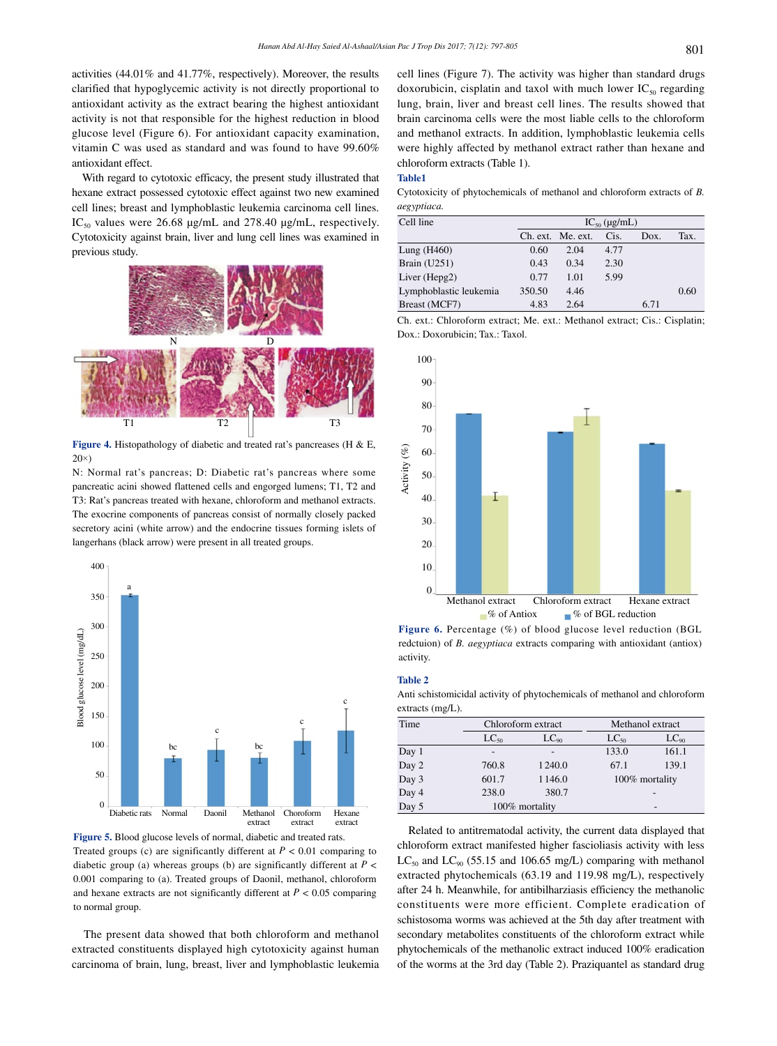activities (44.01% and 41.77%, respectively). Moreover, the results clarified that hypoglycemic activity is not directly proportional to antioxidant activity as the extract bearing the highest antioxidant activity is not that responsible for the highest reduction in blood glucose level (Figure 6). For antioxidant capacity examination, vitamin C was used as standard and was found to have 99.60% antioxidant effect.

With regard to cytotoxic efficacy, the present study illustrated that hexane extract possessed cytotoxic effect against two new examined cell lines; breast and lymphoblastic leukemia carcinoma cell lines. $IC_{50}$ values were 26.68 μg/mL and 278.40 μg/mL, respectively. Cytotoxicity against brain, liver and lung cell lines was examined in previous study.

**Figure 4.** Histopathology of diabetic and treated rat's pancreases (H & E, 20×)

N: Normal rat's pancreas; D: Diabetic rat's pancreas where some pancreatic acini showed flattened cells and engorged lumens; T1, T2 and T3: Rat's pancreas treated with hexane, chloroform and methanol extracts. The exocrine components of pancreas consist of normally closely packed secretory acini (white arrow) and the endocrine tissues forming islets of langerhans (black arrow) were present in all treated groups.

**Figure 5.** Blood glucose levels of normal, diabetic and treated rats.

Treated groups (c) are significantly different at $P < 0.01$ comparing to diabetic group (a) whereas groups (b) are significantly different at $P < 0.001$ comparing to (a). Treated groups of Daonil, methanol, chloroform and hexane extracts are not significantly different at $P < 0.05$ comparing to normal group.

The present data showed that both chloroform and methanol extracted constituents displayed high cytotoxicity against human carcinoma of brain, lung, breast, liver and lymphoblastic leukemia cell lines (Figure 7). The activity was higher than standard drugs doxorubicin, cisplatin and taxol with much lower $IC_{50}$ regarding lung, brain, liver and breast cell lines. The results showed that brain carcinoma cells were the most liable cells to the chloroform and methanol extracts. In addition, lymphoblastic leukemia cells were highly affected by methanol extract rather than hexane and chloroform extracts (Table 1).

**Table1**

Cytotoxicity of phytochemicals of methanol and chloroform extracts of *B. aegyptiaca*.

| Cell line | $IC_{50}$ (μg/mL) | | | | |
|---|---|---|---|---|---|
| | Ch. ext. | Me. ext. | Cis. | Dox. | Tax. |
| Lung (H460) | 0.60 | 2.04 | 4.77 | | |
| Brain (U251) | 0.43 | 0.34 | 2.30 | | |
| Liver (Hepg2) | 0.77 | 1.01 | 5.99 | | |
| Lymphoblastic leukemia | 350.50 | 4.46 | | | 0.60 |
| Breast (MCF7) | 4.83 | 2.64 | | 6.71 | |

Ch. ext.: Chloroform extract; Me. ext.: Methanol extract; Cis.: Cisplatin; Dox.: Doxorubicin; Tax.: Taxol.

**Figure 6.** Percentage (%) of blood glucose level reduction (BGL redctuion) of *B. aegyptiaca* extracts comparing with antioxidant (antiox) activity.

**Table 2**

Anti schistomicidal activity of phytochemicals of methanol and chloroform extracts (mg/L).

| Time | Chloroform extract | | Methanol extract | |
|---|---|---|---|---|
| | $LC_{50}$ | $LC_{90}$ | $LC_{50}$ | $LC_{90}$ |
| Day 1 | - | - | 133.0 | 161.1 |
| Day 2 | 760.8 | 1240.0 | 67.1 | 139.1 |
| Day 3 | 601.7 | 1146.0 | 100% mortality | |
| Day 4 | 238.0 | 380.7 | - | |
| Day 5 | 100% mortality | | - | |

Related to antitrematodal activity, the current data displayed that chloroform extract manifested higher fascioliasis activity with less $LC_{50}$ and $LC_{90}$ (55.15 and 106.65 mg/L) comparing with methanol extracted phytochemicals (63.19 and 119.98 mg/L), respectively after 24 h. Meanwhile, for antibilharziasis efficiency the methanolic constituents were more efficient. Complete eradication of schistosoma worms was achieved at the 5th day after treatment with secondary metabolites constituents of the chloroform extract while phytochemicals of the methanolic extract induced 100% eradication of the worms at the 3rd day (Table 2). Praziquantel as standard drug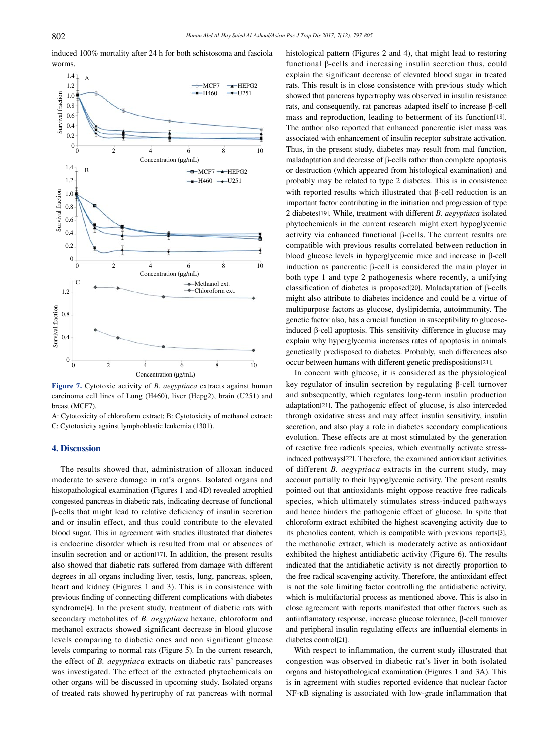induced 100% mortality after 24 h for both schistosoma and fasciola worms.

**Figure 7.** Cytotoxic activity of *B. aegyptiaca* extracts against human carcinoma cell lines of Lung (H460), liver (Hepg2), brain (U251) and breast (MCF7).

A: Cytotoxicity of chloroform extract; B: Cytotoxicity of methanol extract; C: Cytotoxicity against lymphoblastic leukemia (1301).

## 4. Discussion

The results showed that, administration of alloxan induced moderate to severe damage in rat's organs. Isolated organs and histopathological examination (Figures 1 and 4D) revealed atrophied congested pancreas in diabetic rats, indicating decrease of functional β-cells that might lead to relative deficiency of insulin secretion and or insulin effect, and thus could contribute to the elevated blood sugar. This in agreement with studies illustrated that diabetes is endocrine disorder which is resulted from mal or absences of insulin secretion and or action[17]. In addition, the present results also showed that diabetic rats suffered from damage with different degrees in all organs including liver, testis, lung, pancreas, spleen, heart and kidney (Figures 1 and 3). This is in consistence with previous finding of connecting different complications with diabetes syndrome[4]. In the present study, treatment of diabetic rats with secondary metabolites of *B. aegyptiaca* hexane, chloroform and methanol extracts showed significant decrease in blood glucose levels comparing to diabetic ones and non significant glucose levels comparing to normal rats (Figure 5). In the current research, the effect of *B. aegyptiaca* extracts on diabetic rats' pancreases was investigated. The effect of the extracted phytochemicals on other organs will be discussed in upcoming study. Isolated organs of treated rats showed hypertrophy of rat pancreas with normal histological pattern (Figures 2 and 4), that might lead to restoring functional β-cells and increasing insulin secretion thus, could explain the significant decrease of elevated blood sugar in treated rats. This result is in close consistence with previous study which showed that pancreas hypertrophy was observed in insulin resistance rats, and consequently, rat pancreas adapted itself to increase β-cell mass and reproduction, leading to betterment of its function[18]. The author also reported that enhanced pancreatic islet mass was associated with enhancement of insulin receptor substrate activation. Thus, in the present study, diabetes may result from mal function, maladaptation and decrease of β-cells rather than complete apoptosis or destruction (which appeared from histological examination) and probably may be related to type 2 diabetes. This is in consistence with reported results which illustrated that β-cell reduction is an important factor contributing in the initiation and progression of type 2 diabetes[19]. While, treatment with different *B. aegyptiaca* isolated phytochemicals in the current research might exert hypoglycemic activity via enhanced functional β-cells. The current results are compatible with previous results correlated between reduction in blood glucose levels in hyperglycemic mice and increase in β-cell induction as pancreatic β-cell is considered the main player in both type 1 and type 2 pathogenesis where recently, a unifying classification of diabetes is proposed[20]. Maladaptation of β-cells might also attribute to diabetes incidence and could be a virtue of multipurpose factors as glucose, dyslipidemia, autoimmunity. The genetic factor also, has a crucial function in susceptibility to glucose-induced β-cell apoptosis. This sensitivity difference in glucose may explain why hyperglycemia increases rates of apoptosis in animals genetically predisposed to diabetes. Probably, such differences also occur between humans with different genetic predispositions[21].

In concern with glucose, it is considered as the physiological key regulator of insulin secretion by regulating β-cell turnover and subsequently, which regulates long-term insulin production adaptation[21]. The pathogenic effect of glucose, is also interceded through oxidative stress and may affect insulin sensitivity, insulin secretion, and also play a role in diabetes secondary complications evolution. These effects are at most stimulated by the generation of reactive free radicals species, which eventually activate stress-induced pathways[22]. Therefore, the examined antioxidant activities of different *B. aegyptiaca* extracts in the current study, may account partially to their hypoglycemic activity. The present results pointed out that antioxidants might oppose reactive free radicals species, which ultimately stimulates stress-induced pathways and hence hinders the pathogenic effect of glucose. In spite that chloroform extract exhibited the highest scavenging activity due to its phenolics content, which is compatible with previous reports[3], the methanolic extract, which is moderately active as antioxidant exhibited the highest antidiabetic activity (Figure 6). The results indicated that the antidiabetic activity is not directly proportion to the free radical scavenging activity. Therefore, the antioxidant effect is not the sole limiting factor controlling the antidiabetic activity, which is multifactorial process as mentioned above. This is also in close agreement with reports manifested that other factors such as antiinflamatory response, increase glucose tolerance, β-cell turnover and peripheral insulin regulating effects are influential elements in diabetes control[21].

With respect to inflammation, the current study illustrated that congestion was observed in diabetic rat's liver in both isolated organs and histopathological examination (Figures 1 and 3A). This is in agreement with studies reported evidence that nuclear factor NF-κB signaling is associated with low-grade inflammation that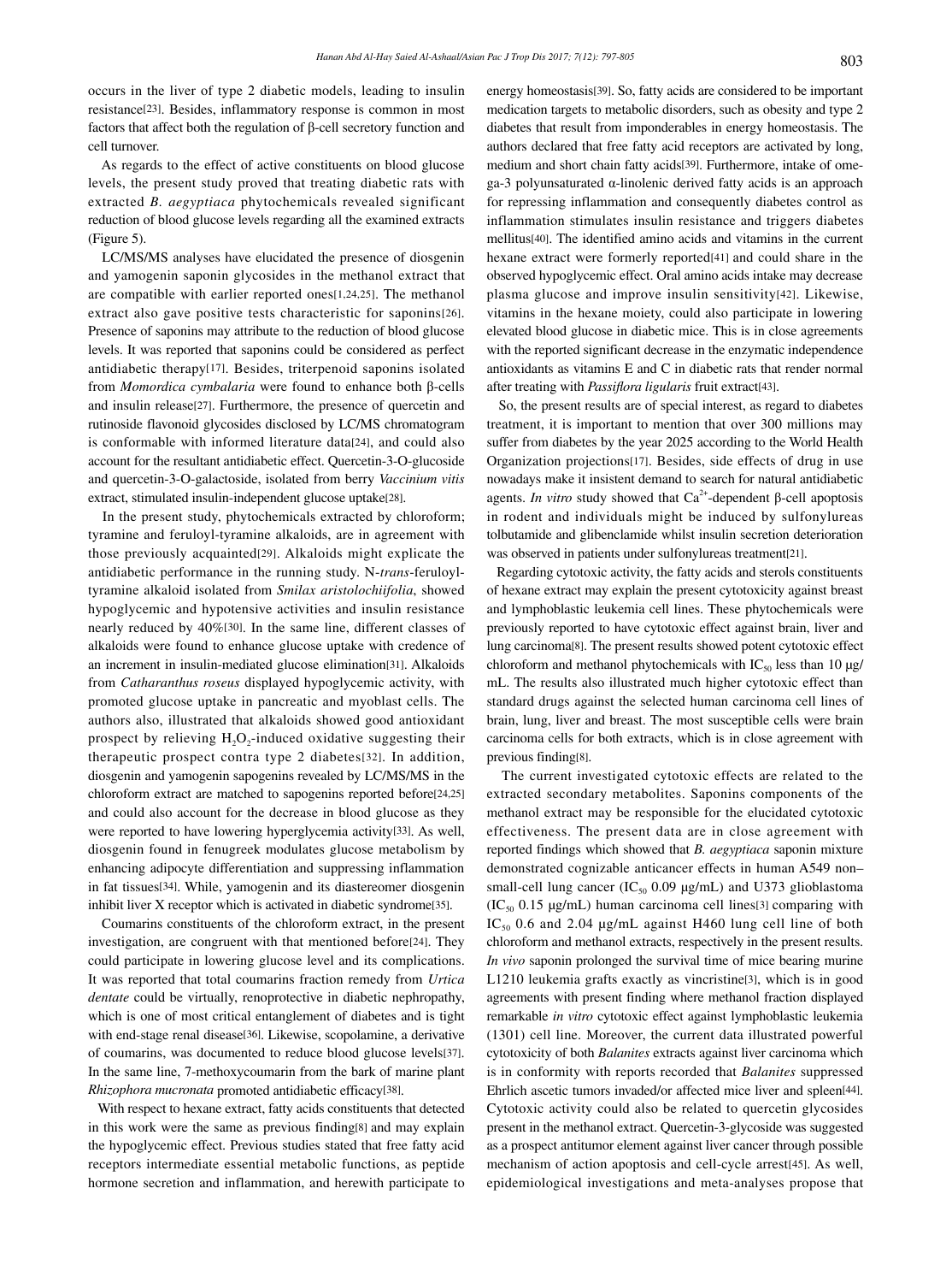occurs in the liver of type 2 diabetic models, leading to insulin resistance[23]. Besides, inflammatory response is common in most factors that affect both the regulation of β-cell secretory function and cell turnover.

As regards to the effect of active constituents on blood glucose levels, the present study proved that treating diabetic rats with extracted *B. aegyptiaca* phytochemicals revealed significant reduction of blood glucose levels regarding all the examined extracts (Figure 5).

LC/MS/MS analyses have elucidated the presence of diosgenin and yamogenin saponin glycosides in the methanol extract that are compatible with earlier reported ones[1,24,25]. The methanol extract also gave positive tests characteristic for saponins[26]. Presence of saponins may attribute to the reduction of blood glucose levels. It was reported that saponins could be considered as perfect antidiabetic therapy[17]. Besides, triterpenoid saponins isolated from *Momordica cymbalaria* were found to enhance both β-cells and insulin release[27]. Furthermore, the presence of quercetin and rutinoside flavonoid glycosides disclosed by LC/MS chromatogram is conformable with informed literature data[24], and could also account for the resultant antidiabetic effect. Quercetin-3-O-glucoside and quercetin-3-O-galactoside, isolated from berry *Vaccinium vitis* extract, stimulated insulin-independent glucose uptake[28].

In the present study, phytochemicals extracted by chloroform; tyramine and feruloyl-tyramine alkaloids, are in agreement with those previously acquainted[29]. Alkaloids might explicate the antidiabetic performance in the running study. N-*trans*-feruloyltyramine alkaloid isolated from *Smilax aristolochiifolia*, showed hypoglycemic and hypotensive activities and insulin resistance nearly reduced by 40%[30]. In the same line, different classes of alkaloids were found to enhance glucose uptake with credence of an increment in insulin-mediated glucose elimination[31]. Alkaloids from *Catharanthus roseus* displayed hypoglycemic activity, with promoted glucose uptake in pancreatic and myoblast cells. The authors also, illustrated that alkaloids showed good antioxidant prospect by relieving $H_2O_2$-induced oxidative suggesting their therapeutic prospect contra type 2 diabetes[32]. In addition, diosgenin and yamogenin sapogenins revealed by LC/MS/MS in the chloroform extract are matched to sapogenins reported before[24,25] and could also account for the decrease in blood glucose as they were reported to have lowering hyperglycemia activity[33]. As well, diosgenin found in fenugreek modulates glucose metabolism by enhancing adipocyte differentiation and suppressing inflammation in fat tissues[34]. While, yamogenin and its diastereomer diosgenin inhibit liver X receptor which is activated in diabetic syndrome[35].

Coumarins constituents of the chloroform extract, in the present investigation, are congruent with that mentioned before[24]. They could participate in lowering glucose level and its complications. It was reported that total coumarins fraction remedy from *Urtica dentate* could be virtually, renoprotective in diabetic nephropathy, which is one of most critical entanglement of diabetes and is tight with end-stage renal disease[36]. Likewise, scopolamine, a derivative of coumarins, was documented to reduce blood glucose levels[37]. In the same line, 7-methoxycoumarin from the bark of marine plant *Rhizophora mucronata* promoted antidiabetic efficacy[38].

With respect to hexane extract, fatty acids constituents that detected in this work were the same as previous finding[8] and may explain the hypoglycemic effect. Previous studies stated that free fatty acid receptors intermediate essential metabolic functions, as peptide hormone secretion and inflammation, and herewith participate to energy homeostasis[39]. So, fatty acids are considered to be important medication targets to metabolic disorders, such as obesity and type 2 diabetes that result from imponderables in energy homeostasis. The authors declared that free fatty acid receptors are activated by long, medium and short chain fatty acids[39]. Furthermore, intake of omega-3 polyunsaturated α-linolenic derived fatty acids is an approach for repressing inflammation and consequently diabetes control as inflammation stimulates insulin resistance and triggers diabetes mellitus[40]. The identified amino acids and vitamins in the current hexane extract were formerly reported[41] and could share in the observed hypoglycemic effect. Oral amino acids intake may decrease plasma glucose and improve insulin sensitivity[42]. Likewise, vitamins in the hexane moiety, could also participate in lowering elevated blood glucose in diabetic mice. This is in close agreements with the reported significant decrease in the enzymatic independence antioxidants as vitamins E and C in diabetic rats that render normal after treating with *Passiflora ligularis* fruit extract[43].

So, the present results are of special interest, as regard to diabetes treatment, it is important to mention that over 300 millions may suffer from diabetes by the year 2025 according to the World Health Organization projections[17]. Besides, side effects of drug in use nowadays make it insistent demand to search for natural antidiabetic agents. *In vitro* study showed that $Ca^{2+}$-dependent β-cell apoptosis in rodent and individuals might be induced by sulfonylureas tolbutamide and glibenclamide whilst insulin secretion deterioration was observed in patients under sulfonylureas treatment[21].

Regarding cytotoxic activity, the fatty acids and sterols constituents of hexane extract may explain the present cytotoxicity against breast and lymphoblastic leukemia cell lines. These phytochemicals were previously reported to have cytotoxic effect against brain, liver and lung carcinoma[8]. The present results showed potent cytotoxic effect chloroform and methanol phytochemicals with $IC_{50}$ less than 10 μg/mL. The results also illustrated much higher cytotoxic effect than standard drugs against the selected human carcinoma cell lines of brain, lung, liver and breast. The most susceptible cells were brain carcinoma cells for both extracts, which is in close agreement with previous finding[8].

The current investigated cytotoxic effects are related to the extracted secondary metabolites. Saponins components of the methanol extract may be responsible for the elucidated cytotoxic effectiveness. The present data are in close agreement with reported findings which showed that *B. aegyptiaca* saponin mixture demonstrated cognizable anticancer effects in human A549 non–small-cell lung cancer ($IC_{50}$ 0.09 μg/mL) and U373 glioblastoma ($IC_{50}$ 0.15 μg/mL) human carcinoma cell lines[3] comparing with $IC_{50}$ 0.6 and 2.04 μg/mL against H460 lung cell line of both chloroform and methanol extracts, respectively in the present results. *In vivo* saponin prolonged the survival time of mice bearing murine L1210 leukemia grafts exactly as vincristine[3], which is in good agreements with present finding where methanol fraction displayed remarkable *in vitro* cytotoxic effect against lymphoblastic leukemia (1301) cell line. Moreover, the current data illustrated powerful cytotoxicity of both *Balanites* extracts against liver carcinoma which is in conformity with reports recorded that *Balanites* suppressed Ehrlich ascetic tumors invaded/or affected mice liver and spleen[44]. Cytotoxic activity could also be related to quercetin glycosides present in the methanol extract. Quercetin-3-glycoside was suggested as a prospect antitumor element against liver cancer through possible mechanism of action apoptosis and cell-cycle arrest[45]. As well, epidemiological investigations and meta-analyses propose that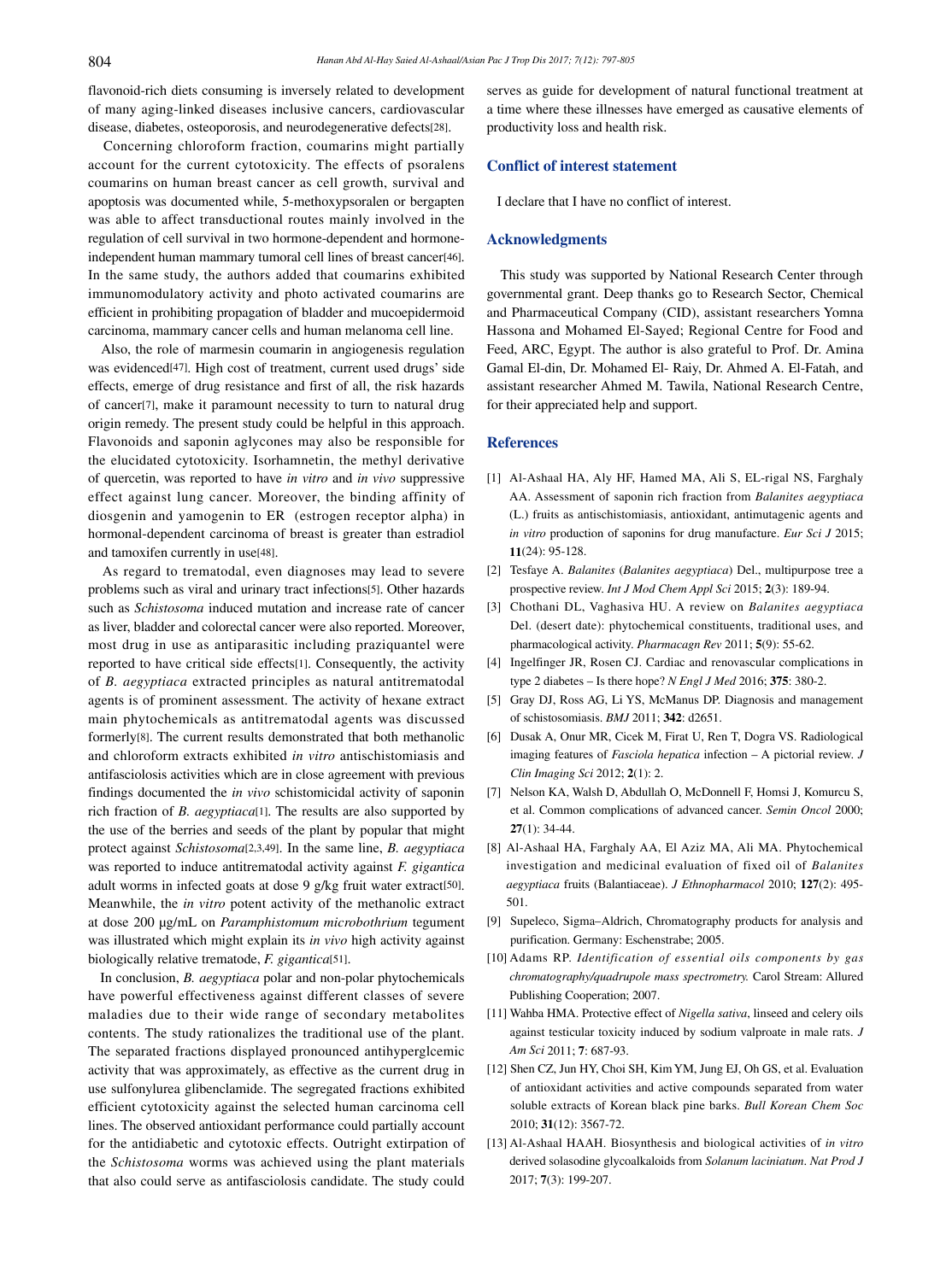flavonoid-rich diets consuming is inversely related to development of many aging-linked diseases inclusive cancers, cardiovascular disease, diabetes, osteoporosis, and neurodegenerative defects[28].

Concerning chloroform fraction, coumarins might partially account for the current cytotoxicity. The effects of psoralens coumarins on human breast cancer as cell growth, survival and apoptosis was documented while, 5-methoxypsoralen or bergapten was able to affect transductional routes mainly involved in the regulation of cell survival in two hormone-dependent and hormone-independent human mammary tumoral cell lines of breast cancer[46]. In the same study, the authors added that coumarins exhibited immunomodulatory activity and photo activated coumarins are efficient in prohibiting propagation of bladder and mucoepidermoid carcinoma, mammary cancer cells and human melanoma cell line.

Also, the role of marmesin coumarin in angiogenesis regulation was evidenced[47]. High cost of treatment, current used drugs' side effects, emerge of drug resistance and first of all, the risk hazards of cancer[7], make it paramount necessity to turn to natural drug origin remedy. The present study could be helpful in this approach. Flavonoids and saponin aglycones may also be responsible for the elucidated cytotoxicity. Isorhamnetin, the methyl derivative of quercetin, was reported to have *in vitro* and *in vivo* suppressive effect against lung cancer. Moreover, the binding affinity of diosgenin and yamogenin to ER (estrogen receptor alpha) in hormonal-dependent carcinoma of breast is greater than estradiol and tamoxifen currently in use[48].

As regard to trematodal, even diagnoses may lead to severe problems such as viral and urinary tract infections[5]. Other hazards such as *Schistosoma* induced mutation and increase rate of cancer as liver, bladder and colorectal cancer were also reported. Moreover, most drug in use as antiparasitic including praziquantel were reported to have critical side effects[1]. Consequently, the activity of *B. aegyptiaca* extracted principles as natural antitrematodal agents is of prominent assessment. The activity of hexane extract main phytochemicals as antitrematodal agents was discussed formerly[8]. The current results demonstrated that both methanolic and chloroform extracts exhibited *in vitro* antischistomiasis and antifasciolosis activities which are in close agreement with previous findings documented the *in vivo* schistomicidal activity of saponin rich fraction of *B. aegyptiaca*[1]. The results are also supported by the use of the berries and seeds of the plant by popular that might protect against *Schistosoma*[2,3,49]. In the same line, *B. aegyptiaca* was reported to induce antitrematodal activity against *F. gigantica* adult worms in infected goats at dose 9 g/kg fruit water extract[50]. Meanwhile, the *in vitro* potent activity of the methanolic extract at dose 200 µg/mL on *Paramphistomum microbothrium* tegument was illustrated which might explain its *in vivo* high activity against biologically relative trematode, *F. gigantica*[51].

In conclusion, *B. aegyptiaca* polar and non-polar phytochemicals have powerful effectiveness against different classes of severe maladies due to their wide range of secondary metabolites contents. The study rationalizes the traditional use of the plant. The separated fractions displayed pronounced antihyperglcemic activity that was approximately, as effective as the current drug in use sulfonylurea glibenclamide. The segregated fractions exhibited efficient cytotoxicity against the selected human carcinoma cell lines. The observed antioxidant performance could partially account for the antidiabetic and cytotoxic effects. Outright extirpation of the *Schistosoma* worms was achieved using the plant materials that also could serve as antifasciolosis candidate. The study could serves as guide for development of natural functional treatment at a time where these illnesses have emerged as causative elements of productivity loss and health risk.

## Conflict of interest statement

I declare that I have no conflict of interest.

## Acknowledgments

This study was supported by National Research Center through governmental grant. Deep thanks go to Research Sector, Chemical and Pharmaceutical Company (CID), assistant researchers Yomna Hassona and Mohamed El-Sayed; Regional Centre for Food and Feed, ARC, Egypt. The author is also grateful to Prof. Dr. Amina Gamal El-din, Dr. Mohamed El- Raiy, Dr. Ahmed A. El-Fatah, and assistant researcher Ahmed M. Tawila, National Research Centre, for their appreciated help and support.

## References

[1] Al-Ashaal HA, Aly HF, Hamed MA, Ali S, EL-rigal NS, Farghaly AA. Assessment of saponin rich fraction from *Balanites aegyptiaca* (L.) fruits as antischistomiasis, antioxidant, antimutagenic agents and *in vitro* production of saponins for drug manufacture. *Eur Sci J* 2015; **11**(24): 95-128.

[2] Tesfaye A. *Balanites* (*Balanites aegyptiaca*) Del., multipurpose tree a prospective review. *Int J Mod Chem Appl Sci* 2015; **2**(3): 189-94.

[3] Chothani DL, Vaghasiva HU. A review on *Balanites aegyptiaca* Del. (desert date): phytochemical constituents, traditional uses, and pharmacological activity. *Pharmacagn Rev* 2011; **5**(9): 55-62.

[4] Ingelfinger JR, Rosen CJ. Cardiac and renovascular complications in type 2 diabetes – Is there hope? *N Engl J Med* 2016; **375**: 380-2.

[5] Gray DJ, Ross AG, Li YS, McManus DP. Diagnosis and management of schistosomiasis. *BMJ* 2011; **342**: d2651.

[6] Dusak A, Onur MR, Cicek M, Firat U, Ren T, Dogra VS. Radiological imaging features of *Fasciola hepatica* infection – A pictorial review. *J Clin Imaging Sci* 2012; **2**(1): 2.

[7] Nelson KA, Walsh D, Abdullah O, McDonnell F, Homsi J, Komurcu S, et al. Common complications of advanced cancer. *Semin Oncol* 2000; **27**(1): 34-44.

[8] Al-Ashaal HA, Farghaly AA, El Aziz MA, Ali MA. Phytochemical investigation and medicinal evaluation of fixed oil of *Balanites aegyptiaca* fruits (Balantiaceae). *J Ethnopharmacol* 2010; **127**(2): 495-501.

[9] Supeleco, Sigma–Aldrich, Chromatography products for analysis and purification. Germany: Eschenstrabe; 2005.

[10] Adams RP. *Identification of essential oils components by gas chromatography/quadrupole mass spectrometry.* Carol Stream: Allured Publishing Cooperation; 2007.

[11] Wahba HMA. Protective effect of *Nigella sativa*, linseed and celery oils against testicular toxicity induced by sodium valproate in male rats. *J Am Sci* 2011; **7**: 687-93.

[12] Shen CZ, Jun HY, Choi SH, Kim YM, Jung EJ, Oh GS, et al. Evaluation of antioxidant activities and active compounds separated from water soluble extracts of Korean black pine barks. *Bull Korean Chem Soc* 2010; **31**(12): 3567-72.

[13] Al-Ashaal HAAH. Biosynthesis and biological activities of *in vitro* derived solasodine glycoalkaloids from *Solanum laciniatum*. *Nat Prod J* 2017; **7**(3): 199-207.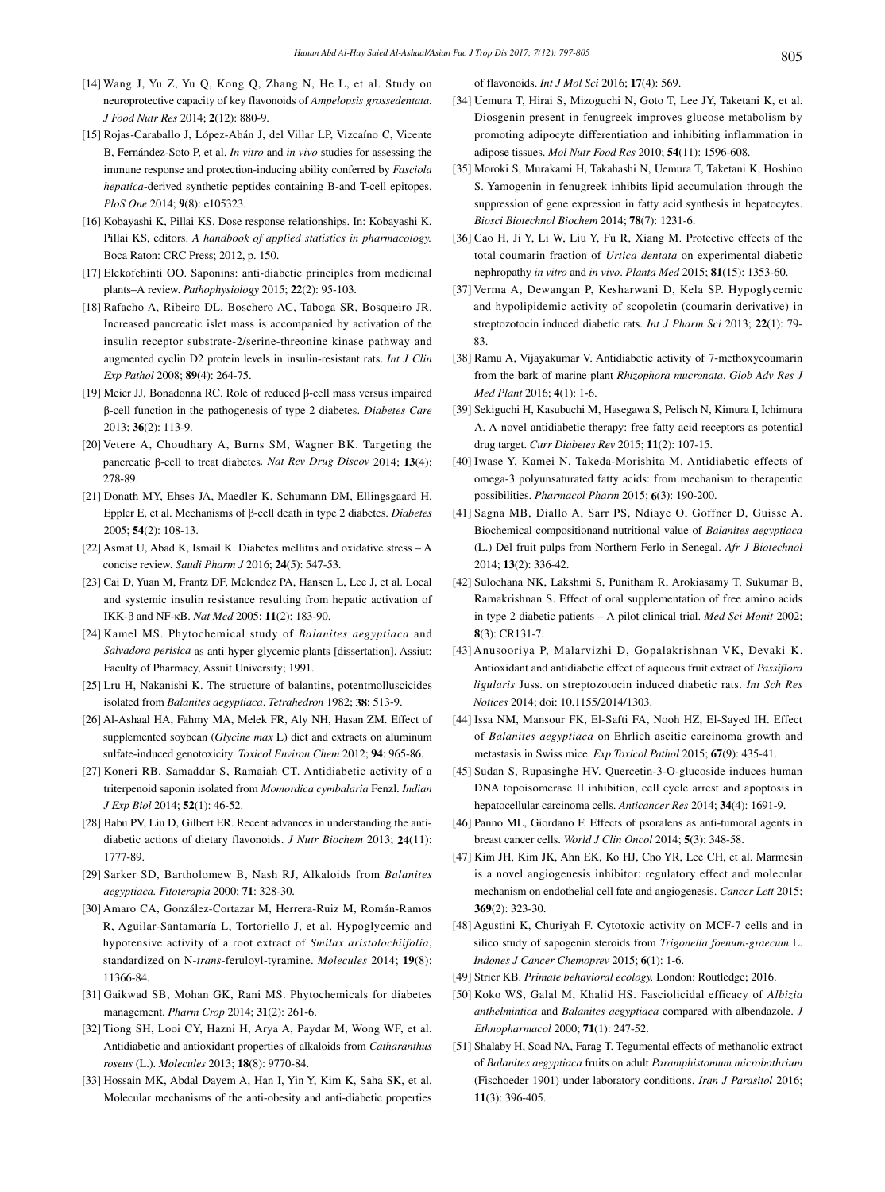[14] Wang J, Yu Z, Yu Q, Kong Q, Zhang N, He L, et al. Study on neuroprotective capacity of key flavonoids of *Ampelopsis grossedentata*. *J Food Nutr Res* 2014; **2**(12): 880-9.

[15] Rojas-Caraballo J, López-Abán J, del Villar LP, Vizcaíno C, Vicente B, Fernández-Soto P, et al. *In vitro* and *in vivo* studies for assessing the immune response and protection-inducing ability conferred by *Fasciola hepatica*-derived synthetic peptides containing B-and T-cell epitopes. *PloS One* 2014; **9**(8): e105323.

[16] Kobayashi K, Pillai KS. Dose response relationships. In: Kobayashi K, Pillai KS, editors. *A handbook of applied statistics in pharmacology.* Boca Raton: CRC Press; 2012, p. 150.

[17] Elekofehinti OO. Saponins: anti-diabetic principles from medicinal plants–A review. *Pathophysiology* 2015; **22**(2): 95-103.

[18] Rafacho A, Ribeiro DL, Boschero AC, Taboga SR, Bosqueiro JR. Increased pancreatic islet mass is accompanied by activation of the insulin receptor substrate-2/serine-threonine kinase pathway and augmented cyclin D2 protein levels in insulin-resistant rats. *Int J Clin Exp Pathol* 2008; **89**(4): 264-75.

[19] Meier JJ, Bonadonna RC. Role of reduced β-cell mass versus impaired β-cell function in the pathogenesis of type 2 diabetes. *Diabetes Care* 2013; **36**(2): 113-9.

[20] Vetere A, Choudhary A, Burns SM, Wagner BK. Targeting the pancreatic β-cell to treat diabetes. *Nat Rev Drug Discov* 2014; **13**(4): 278-89.

[21] Donath MY, Ehses JA, Maedler K, Schumann DM, Ellingsgaard H, Eppler E, et al. Mechanisms of β-cell death in type 2 diabetes. *Diabetes* 2005; **54**(2): 108-13.

[22] Asmat U, Abad K, Ismail K. Diabetes mellitus and oxidative stress – A concise review. *Saudi Pharm J* 2016; **24**(5): 547-53.

[23] Cai D, Yuan M, Frantz DF, Melendez PA, Hansen L, Lee J, et al. Local and systemic insulin resistance resulting from hepatic activation of IKK-β and NF-κB. *Nat Med* 2005; **11**(2): 183-90.

[24] Kamel MS. Phytochemical study of *Balanites aegyptiaca* and *Salvadora perisica* as anti hyper glycemic plants [dissertation]. Assiut: Faculty of Pharmacy, Assuit University; 1991.

[25] Lru H, Nakanishi K. The structure of balantins, potentmolluscicides isolated from *Balanites aegyptiaca*. *Tetrahedron* 1982; **38**: 513-9.

[26] Al-Ashaal HA, Fahmy MA, Melek FR, Aly NH, Hasan ZM. Effect of supplemented soybean (*Glycine max* L) diet and extracts on aluminum sulfate-induced genotoxicity. *Toxicol Environ Chem* 2012; **94**: 965-86.

[27] Koneri RB, Samaddar S, Ramaiah CT. Antidiabetic activity of a triterpenoid saponin isolated from *Momordica cymbalaria* Fenzl. *Indian J Exp Biol* 2014; **52**(1): 46-52.

[28] Babu PV, Liu D, Gilbert ER. Recent advances in understanding the anti-diabetic actions of dietary flavonoids. *J Nutr Biochem* 2013; **24**(11): 1777-89.

[29] Sarker SD, Bartholomew B, Nash RJ, Alkaloids from *Balanites aegyptiaca. Fitoterapia* 2000; **71**: 328-30.

[30] Amaro CA, González-Cortazar M, Herrera-Ruiz M, Román-Ramos R, Aguilar-Santamaría L, Tortoriello J, et al. Hypoglycemic and hypotensive activity of a root extract of *Smilax aristolochiifolia*, standardized on N-*trans*-feruloyl-tyramine. *Molecules* 2014; **19**(8): 11366-84.

[31] Gaikwad SB, Mohan GK, Rani MS. Phytochemicals for diabetes management. *Pharm Crop* 2014; **31**(2): 261-6.

[32] Tiong SH, Looi CY, Hazni H, Arya A, Paydar M, Wong WF, et al. Antidiabetic and antioxidant properties of alkaloids from *Catharanthus roseus* (L.). *Molecules* 2013; **18**(8): 9770-84.

[33] Hossain MK, Abdal Dayem A, Han J, Yin Y, Kim K, Saha SK, et al. Molecular mechanisms of the anti-obesity and anti-diabetic properties of flavonoids. *Int J Mol Sci* 2016; **17**(4): 569.

[34] Uemura T, Hirai S, Mizoguchi N, Goto T, Lee JY, Taketani K, et al. Diosgenin present in fenugreek improves glucose metabolism by promoting adipocyte differentiation and inhibiting inflammation in adipose tissues. *Mol Nutr Food Res* 2010; **54**(11): 1596-608.

[35] Moroki S, Murakami H, Takahashi N, Uemura T, Taketani K, Hoshino S. Yamogenin in fenugreek inhibits lipid accumulation through the suppression of gene expression in fatty acid synthesis in hepatocytes. *Biosci Biotechnol Biochem* 2014; **78**(7): 1231-6.

[36] Cao H, Ji Y, Li W, Liu Y, Fu R, Xiang M. Protective effects of the total coumarin fraction of *Urtica dentata* on experimental diabetic nephropathy *in vitro* and *in vivo*. *Planta Med* 2015; **81**(15): 1353-60.

[37] Verma A, Dewangan P, Kesharwani D, Kela SP. Hypoglycemic and hypolipidemic activity of scopoletin (coumarin derivative) in streptozotocin induced diabetic rats. *Int J Pharm Sci* 2013; **22**(1): 79-83.

[38] Ramu A, Vijayakumar V. Antidiabetic activity of 7-methoxycoumarin from the bark of marine plant *Rhizophora mucronata*. *Glob Adv Res J Med Plant* 2016; **4**(1): 1-6.

[39] Sekiguchi H, Kasubuchi M, Hasegawa S, Pelisch N, Kimura I, Ichimura A. A novel antidiabetic therapy: free fatty acid receptors as potential drug target. *Curr Diabetes Rev* 2015; **11**(2): 107-15.

[40] Iwase Y, Kamei N, Takeda-Morishita M. Antidiabetic effects of omega-3 polyunsaturated fatty acids: from mechanism to therapeutic possibilities. *Pharmacol Pharm* 2015; **6**(3): 190-200.

[41] Sagna MB, Diallo A, Sarr PS, Ndiaye O, Goffner D, Guisse A. Biochemical compositionand nutritional value of *Balanites aegyptiaca* (L.) Del fruit pulps from Northern Ferlo in Senegal. *Afr J Biotechnol* 2014; **13**(2): 336-42.

[42] Sulochana NK, Lakshmi S, Punitham R, Arokiasamy T, Sukumar B, Ramakrishnan S. Effect of oral supplementation of free amino acids in type 2 diabetic patients – A pilot clinical trial. *Med Sci Monit* 2002; **8**(3): CR131-7.

[43] Anusooriya P, Malarvizhi D, Gopalakrishnan VK, Devaki K. Antioxidant and antidiabetic effect of aqueous fruit extract of *Passiflora ligularis* Juss. on streptozotocin induced diabetic rats. *Int Sch Res Notices* 2014; doi: 10.1155/2014/1303.

[44] Issa NM, Mansour FK, El-Safti FA, Nooh HZ, El-Sayed IH. Effect of *Balanites aegyptiaca* on Ehrlich ascitic carcinoma growth and metastasis in Swiss mice. *Exp Toxicol Pathol* 2015; **67**(9): 435-41.

[45] Sudan S, Rupasinghe HV. Quercetin-3-O-glucoside induces human DNA topoisomerase II inhibition, cell cycle arrest and apoptosis in hepatocellular carcinoma cells. *Anticancer Res* 2014; **34**(4): 1691-9.

[46] Panno ML, Giordano F. Effects of psoralens as anti-tumoral agents in breast cancer cells. *World J Clin Oncol* 2014; **5**(3): 348-58.

[47] Kim JH, Kim JK, Ahn EK, Ko HJ, Cho YR, Lee CH, et al. Marmesin is a novel angiogenesis inhibitor: regulatory effect and molecular mechanism on endothelial cell fate and angiogenesis. *Cancer Lett* 2015; **369**(2): 323-30.

[48] Agustini K, Churiyah F. Cytotoxic activity on MCF-7 cells and in silico study of sapogenin steroids from *Trigonella foenum-graecum* L. *Indones J Cancer Chemoprev* 2015; **6**(1): 1-6.

[49] Strier KB. *Primate behavioral ecology.* London: Routledge; 2016.

[50] Koko WS, Galal M, Khalid HS. Fasciolicidal efficacy of *Albizia anthelmintica* and *Balanites aegyptiaca* compared with albendazole. *J Ethnopharmacol* 2000; **71**(1): 247-52.

[51] Shalaby H, Soad NA, Farag T. Tegumental effects of methanolic extract of *Balanites aegyptiaca* fruits on adult *Paramphistomum microbothrium* (Fischoeder 1901) under laboratory conditions. *Iran J Parasitol* 2016; **11**(3): 396-405.